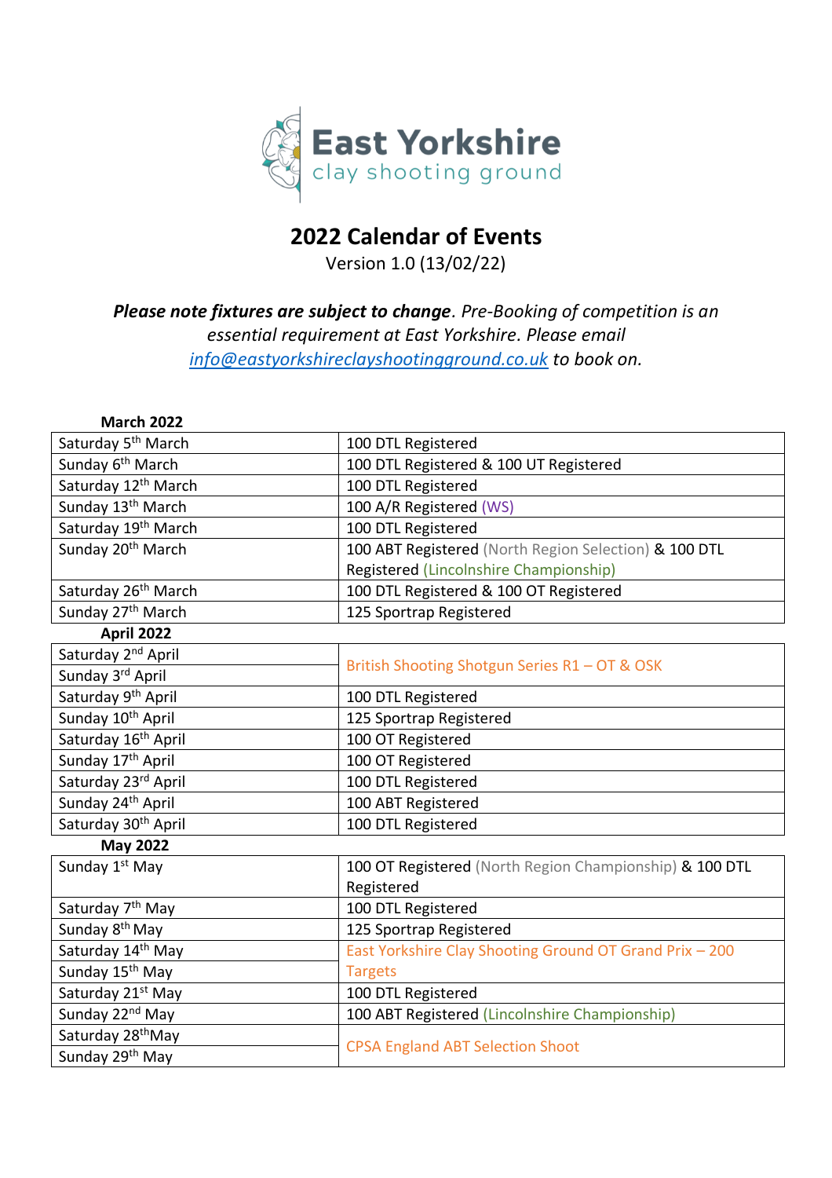East Yorkshire
clay shooting ground

# 2022 Calendar of Events

Version 1.0 (13/02/22)

***Please note fixtures are subject to change**. Pre-Booking of competition is an essential requirement at East Yorkshire. Please email [info@eastyorkshireclayshootingground.co.uk](mailto:info@eastyorkshireclayshootingground.co.uk) to book on.*

**March 2022**

| | |
|---|---|
| Saturday 5th March | 100 DTL Registered |
| Sunday 6th March | 100 DTL Registered & 100 UT Registered |
| Saturday 12th March | 100 DTL Registered |
| Sunday 13th March | 100 A/R Registered (WS) |
| Saturday 19th March | 100 DTL Registered |
| Sunday 20th March | 100 ABT Registered (North Region Selection) & 100 DTL Registered (Lincolnshire Championship) |
| Saturday 26th March | 100 DTL Registered & 100 OT Registered |
| Sunday 27th March | 125 Sportrap Registered |

**April 2022**

| | |
|---|---|
| Saturday 2nd April | British Shooting Shotgun Series R1 – OT & OSK |
| Sunday 3rd April | |
| Saturday 9th April | 100 DTL Registered |
| Sunday 10th April | 125 Sportrap Registered |
| Saturday 16th April | 100 OT Registered |
| Sunday 17th April | 100 OT Registered |
| Saturday 23rd April | 100 DTL Registered |
| Sunday 24th April | 100 ABT Registered |
| Saturday 30th April | 100 DTL Registered |

**May 2022**

| | |
|---|---|
| Sunday 1st May | 100 OT Registered (North Region Championship) & 100 DTL Registered |
| Saturday 7th May | 100 DTL Registered |
| Sunday 8th May | 125 Sportrap Registered |
| Saturday 14th May | East Yorkshire Clay Shooting Ground OT Grand Prix – 200 Targets |
| Sunday 15th May | |
| Saturday 21st May | 100 DTL Registered |
| Sunday 22nd May | 100 ABT Registered (Lincolnshire Championship) |
| Saturday 28th May | CPSA England ABT Selection Shoot |
| Sunday 29th May | |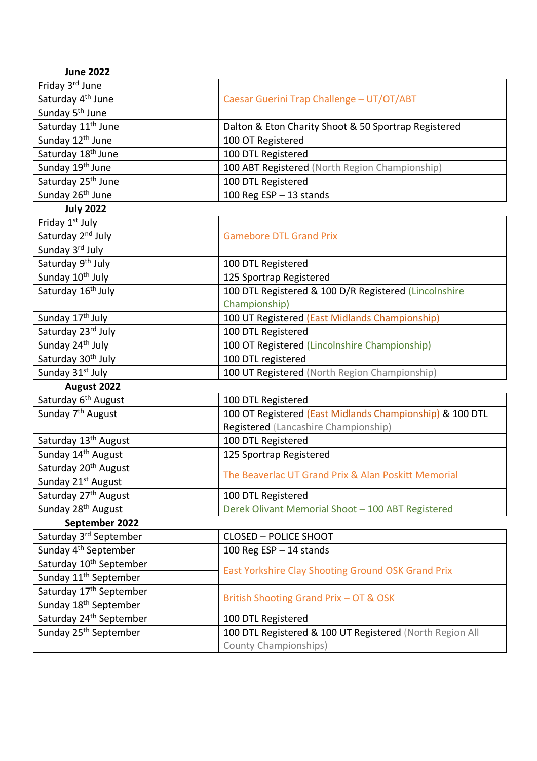**June 2022**

| Date | Event |
|---|---|
| Friday 3rd June | Caesar Guerini Trap Challenge – UT/OT/ABT |
| Saturday 4th June | |
| Sunday 5th June | |
| Saturday 11th June | Dalton & Eton Charity Shoot & 50 Sportrap Registered |
| Sunday 12th June | 100 OT Registered |
| Saturday 18th June | 100 DTL Registered |
| Sunday 19th June | 100 ABT Registered (North Region Championship) |
| Saturday 25th June | 100 DTL Registered |
| Sunday 26th June | 100 Reg ESP – 13 stands |

**July 2022**

| Date | Event |
|---|---|
| Friday 1st July | Gamebore DTL Grand Prix |
| Saturday 2nd July | |
| Sunday 3rd July | |
| Saturday 9th July | 100 DTL Registered |
| Sunday 10th July | 125 Sportrap Registered |
| Saturday 16th July | 100 DTL Registered & 100 D/R Registered (Lincolnshire Championship) |
| Sunday 17th July | 100 UT Registered (East Midlands Championship) |
| Saturday 23rd July | 100 DTL Registered |
| Sunday 24th July | 100 OT Registered (Lincolnshire Championship) |
| Saturday 30th July | 100 DTL registered |
| Sunday 31st July | 100 UT Registered (North Region Championship) |

**August 2022**

| Date | Event |
|---|---|
| Saturday 6th August | 100 DTL Registered |
| Sunday 7th August | 100 OT Registered (East Midlands Championship) & 100 DTL Registered (Lancashire Championship) |
| Saturday 13th August | 100 DTL Registered |
| Sunday 14th August | 125 Sportrap Registered |
| Saturday 20th August | The Beaverlac UT Grand Prix & Alan Poskitt Memorial |
| Sunday 21st August | |
| Saturday 27th August | 100 DTL Registered |
| Sunday 28th August | Derek Olivant Memorial Shoot – 100 ABT Registered |

**September 2022**

| Date | Event |
|---|---|
| Saturday 3rd September | CLOSED – POLICE SHOOT |
| Sunday 4th September | 100 Reg ESP – 14 stands |
| Saturday 10th September | East Yorkshire Clay Shooting Ground OSK Grand Prix |
| Sunday 11th September | |
| Saturday 17th September | British Shooting Grand Prix – OT & OSK |
| Sunday 18th September | |
| Saturday 24th September | 100 DTL Registered |
| Sunday 25th September | 100 DTL Registered & 100 UT Registered (North Region All County Championships) |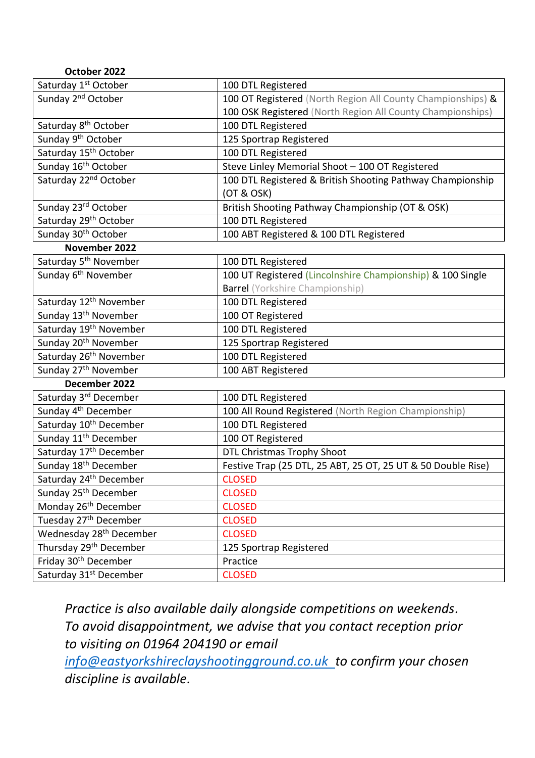| | |
|---|---|
| **October 2022** | |
| Saturday 1st October | 100 DTL Registered |
| Sunday 2nd October | 100 OT Registered (North Region All County Championships) & 100 OSK Registered (North Region All County Championships) |
| Saturday 8th October | 100 DTL Registered |
| Sunday 9th October | 125 Sportrap Registered |
| Saturday 15th October | 100 DTL Registered |
| Sunday 16th October | Steve Linley Memorial Shoot – 100 OT Registered |
| Saturday 22nd October | 100 DTL Registered & British Shooting Pathway Championship (OT & OSK) |
| Sunday 23rd October | British Shooting Pathway Championship (OT & OSK) |
| Saturday 29th October | 100 DTL Registered |
| Sunday 30th October | 100 ABT Registered & 100 DTL Registered |
| **November 2022** | |
| Saturday 5th November | 100 DTL Registered |
| Sunday 6th November | 100 UT Registered (Lincolnshire Championship) & 100 Single Barrel (Yorkshire Championship) |
| Saturday 12th November | 100 DTL Registered |
| Sunday 13th November | 100 OT Registered |
| Saturday 19th November | 100 DTL Registered |
| Sunday 20th November | 125 Sportrap Registered |
| Saturday 26th November | 100 DTL Registered |
| Sunday 27th November | 100 ABT Registered |
| **December 2022** | |
| Saturday 3rd December | 100 DTL Registered |
| Sunday 4th December | 100 All Round Registered (North Region Championship) |
| Saturday 10th December | 100 DTL Registered |
| Sunday 11th December | 100 OT Registered |
| Saturday 17th December | DTL Christmas Trophy Shoot |
| Sunday 18th December | Festive Trap (25 DTL, 25 ABT, 25 OT, 25 UT & 50 Double Rise) |
| Saturday 24th December | CLOSED |
| Sunday 25th December | CLOSED |
| Monday 26th December | CLOSED |
| Tuesday 27th December | CLOSED |
| Wednesday 28th December | CLOSED |
| Thursday 29th December | 125 Sportrap Registered |
| Friday 30th December | Practice |
| Saturday 31st December | CLOSED |

*Practice is also available daily alongside competitions on weekends. To avoid disappointment, we advise that you contact reception prior to visiting on 01964 204190 or email info@eastyorkshireclayshootingground.co.uk to confirm your chosen discipline is available.*